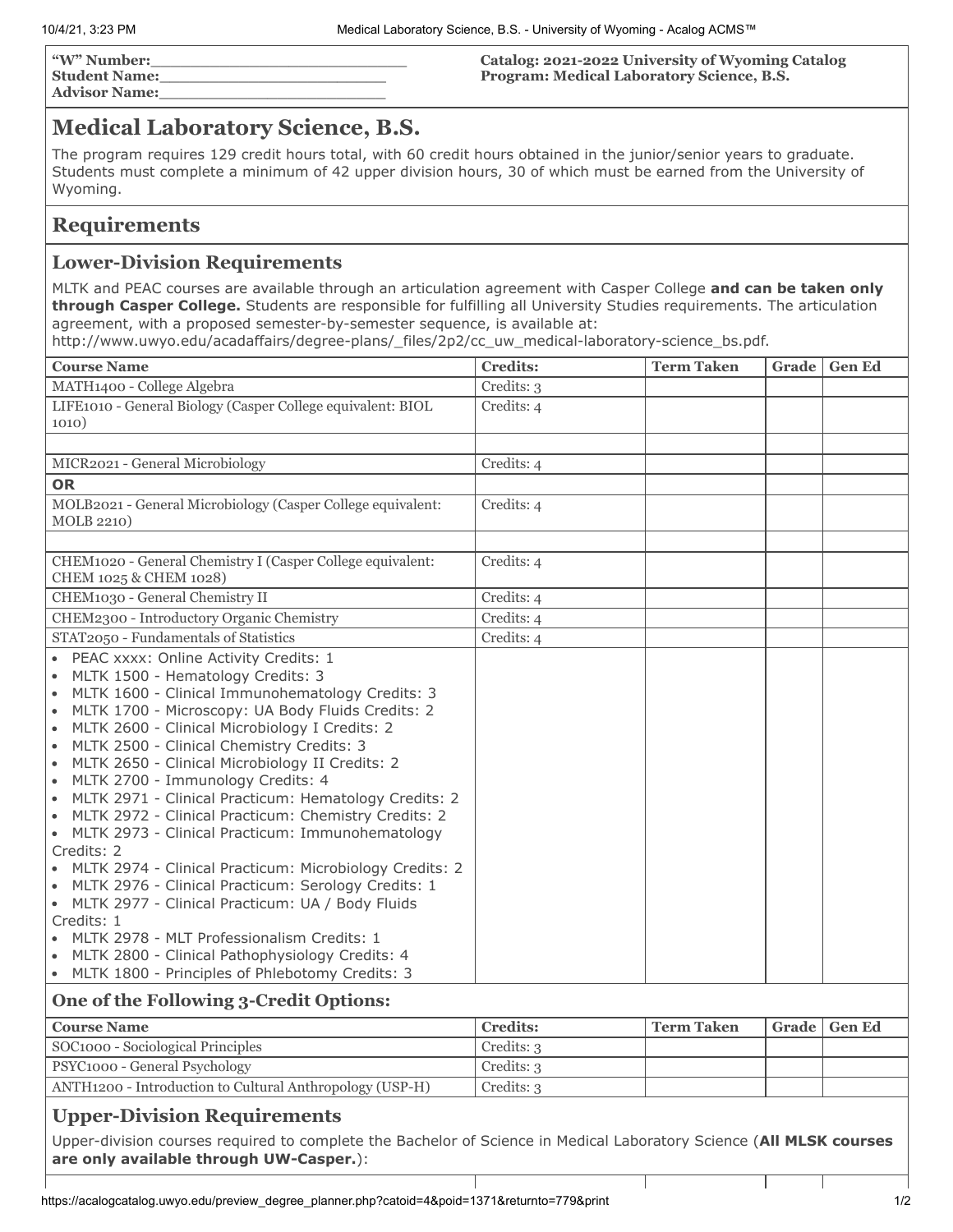**"W" Number:**\_\_\_\_\_\_\_\_\_\_\_\_\_\_\_\_\_\_\_\_\_\_\_\_\_\_
**Student Name:**\_\_\_\_\_\_\_\_\_\_\_\_\_\_\_\_\_\_\_\_\_\_\_\_
**Advisor Name:**\_\_\_\_\_\_\_\_\_\_\_\_\_\_\_\_\_\_\_\_\_\_\_\_

**Catalog: 2021-2022 University of Wyoming Catalog**
**Program: Medical Laboratory Science, B.S.**

# Medical Laboratory Science, B.S.

The program requires 129 credit hours total, with 60 credit hours obtained in the junior/senior years to graduate. Students must complete a minimum of 42 upper division hours, 30 of which must be earned from the University of Wyoming.

## Requirements

### Lower-Division Requirements

MLTK and PEAC courses are available through an articulation agreement with Casper College **and can be taken only through Casper College.** Students are responsible for fulfilling all University Studies requirements. The articulation agreement, with a proposed semester-by-semester sequence, is available at: http://www.uwyo.edu/acadaffairs/degree-plans/_files/2p2/cc_uw_medical-laboratory-science_bs.pdf.

| Course Name | Credits: | Term Taken | Grade | Gen Ed |
|---|---|---|---|---|
| MATH1400 - College Algebra | Credits: 3 | | | |
| LIFE1010 - General Biology (Casper College equivalent: BIOL 1010) | Credits: 4 | | | |
| | | | | |
| MICR2021 - General Microbiology | Credits: 4 | | | |
| **OR** | | | | |
| MOLB2021 - General Microbiology (Casper College equivalent: MOLB 2210) | Credits: 4 | | | |
| | | | | |
| CHEM1020 - General Chemistry I (Casper College equivalent: CHEM 1025 & CHEM 1028) | Credits: 4 | | | |
| CHEM1030 - General Chemistry II | Credits: 4 | | | |
| CHEM2300 - Introductory Organic Chemistry | Credits: 4 | | | |
| STAT2050 - Fundamentals of Statistics | Credits: 4 | | | |
| • PEAC xxxx: Online Activity Credits: 1<br>• MLTK 1500 - Hematology Credits: 3<br>• MLTK 1600 - Clinical Immunohematology Credits: 3<br>• MLTK 1700 - Microscopy: UA Body Fluids Credits: 2<br>• MLTK 2600 - Clinical Microbiology I Credits: 2<br>• MLTK 2500 - Clinical Chemistry Credits: 3<br>• MLTK 2650 - Clinical Microbiology II Credits: 2<br>• MLTK 2700 - Immunology Credits: 4<br>• MLTK 2971 - Clinical Practicum: Hematology Credits: 2<br>• MLTK 2972 - Clinical Practicum: Chemistry Credits: 2<br>• MLTK 2973 - Clinical Practicum: Immunohematology Credits: 2<br>• MLTK 2974 - Clinical Practicum: Microbiology Credits: 2<br>• MLTK 2976 - Clinical Practicum: Serology Credits: 1<br>• MLTK 2977 - Clinical Practicum: UA / Body Fluids Credits: 1<br>• MLTK 2978 - MLT Professionalism Credits: 1<br>• MLTK 2800 - Clinical Pathophysiology Credits: 4<br>• MLTK 1800 - Principles of Phlebotomy Credits: 3 | | | | |

### One of the Following 3-Credit Options:

| Course Name | Credits: | Term Taken | Grade | Gen Ed |
|---|---|---|---|---|
| SOC1000 - Sociological Principles | Credits: 3 | | | |
| PSYC1000 - General Psychology | Credits: 3 | | | |
| ANTH1200 - Introduction to Cultural Anthropology (USP-H) | Credits: 3 | | | |

### Upper-Division Requirements

Upper-division courses required to complete the Bachelor of Science in Medical Laboratory Science (**All MLSK courses are only available through UW-Casper.**):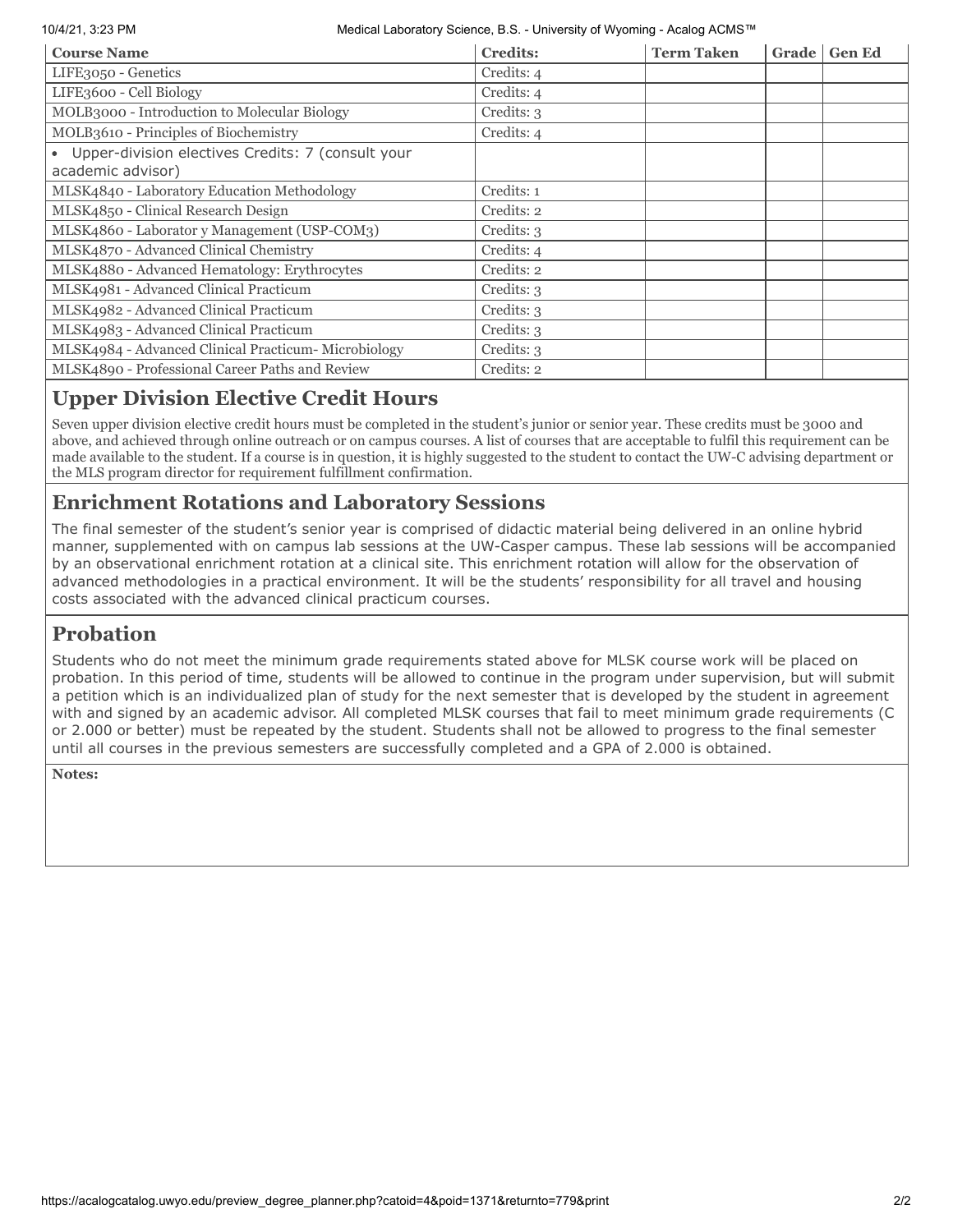| Course Name | Credits: | Term Taken | Grade | Gen Ed |
|---|---|---|---|---|
| LIFE3050 - Genetics | Credits: 4 | | | |
| LIFE3600 - Cell Biology | Credits: 4 | | | |
| MOLB3000 - Introduction to Molecular Biology | Credits: 3 | | | |
| MOLB3610 - Principles of Biochemistry | Credits: 4 | | | |
| • Upper-division electives Credits: 7 (consult your academic advisor) | | | | |
| MLSK4840 - Laboratory Education Methodology | Credits: 1 | | | |
| MLSK4850 - Clinical Research Design | Credits: 2 | | | |
| MLSK4860 - Laborator y Management (USP-COM3) | Credits: 3 | | | |
| MLSK4870 - Advanced Clinical Chemistry | Credits: 4 | | | |
| MLSK4880 - Advanced Hematology: Erythrocytes | Credits: 2 | | | |
| MLSK4981 - Advanced Clinical Practicum | Credits: 3 | | | |
| MLSK4982 - Advanced Clinical Practicum | Credits: 3 | | | |
| MLSK4983 - Advanced Clinical Practicum | Credits: 3 | | | |
| MLSK4984 - Advanced Clinical Practicum- Microbiology | Credits: 3 | | | |
| MLSK4890 - Professional Career Paths and Review | Credits: 2 | | | |

## Upper Division Elective Credit Hours

Seven upper division elective credit hours must be completed in the student's junior or senior year. These credits must be 3000 and above, and achieved through online outreach or on campus courses. A list of courses that are acceptable to fulfil this requirement can be made available to the student. If a course is in question, it is highly suggested to the student to contact the UW-C advising department or the MLS program director for requirement fulfillment confirmation.

## Enrichment Rotations and Laboratory Sessions

The final semester of the student's senior year is comprised of didactic material being delivered in an online hybrid manner, supplemented with on campus lab sessions at the UW-Casper campus. These lab sessions will be accompanied by an observational enrichment rotation at a clinical site. This enrichment rotation will allow for the observation of advanced methodologies in a practical environment. It will be the students' responsibility for all travel and housing costs associated with the advanced clinical practicum courses.

## Probation

Students who do not meet the minimum grade requirements stated above for MLSK course work will be placed on probation. In this period of time, students will be allowed to continue in the program under supervision, but will submit a petition which is an individualized plan of study for the next semester that is developed by the student in agreement with and signed by an academic advisor. All completed MLSK courses that fail to meet minimum grade requirements (C or 2.000 or better) must be repeated by the student. Students shall not be allowed to progress to the final semester until all courses in the previous semesters are successfully completed and a GPA of 2.000 is obtained.

**Notes:**